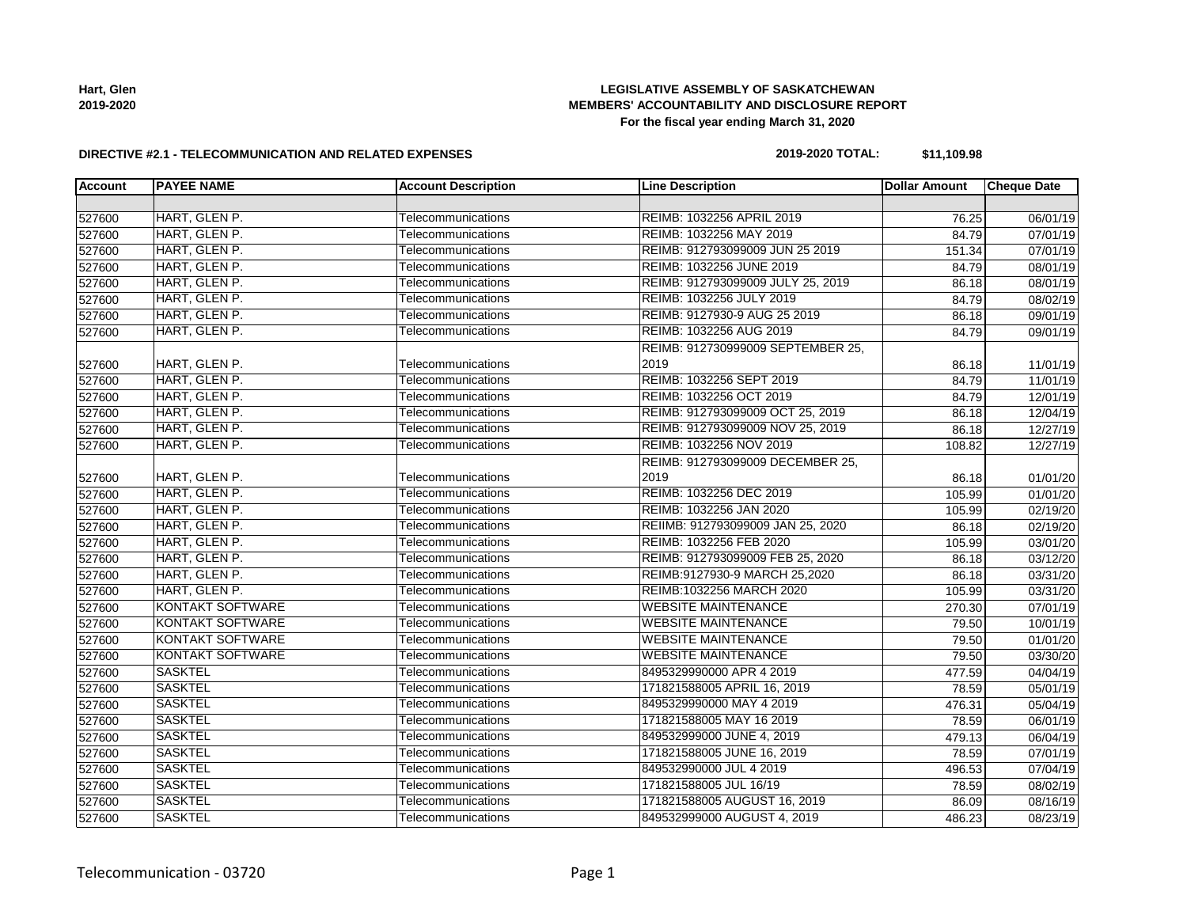Hart, Glen
2019-2020

**LEGISLATIVE ASSEMBLY OF SASKATCHEWAN**
**MEMBERS' ACCOUNTABILITY AND DISCLOSURE REPORT**
**For the fiscal year ending March 31, 2020**

**DIRECTIVE #2.1 - TELECOMMUNICATION AND RELATED EXPENSES**

**2019-2020 TOTAL: $11,109.98**

| Account | PAYEE NAME | Account Description | Line Description | Dollar Amount | Cheque Date |
|---|---|---|---|---|---|
| | | | | | |
| 527600 | HART, GLEN P. | Telecommunications | REIMB: 1032256 APRIL 2019 | 76.25 | 06/01/19 |
| 527600 | HART, GLEN P. | Telecommunications | REIMB: 1032256 MAY 2019 | 84.79 | 07/01/19 |
| 527600 | HART, GLEN P. | Telecommunications | REIMB: 912793099009 JUN 25 2019 | 151.34 | 07/01/19 |
| 527600 | HART, GLEN P. | Telecommunications | REIMB: 1032256 JUNE 2019 | 84.79 | 08/01/19 |
| 527600 | HART, GLEN P. | Telecommunications | REIMB: 912793099009 JULY 25, 2019 | 86.18 | 08/01/19 |
| 527600 | HART, GLEN P. | Telecommunications | REIMB: 1032256 JULY 2019 | 84.79 | 08/02/19 |
| 527600 | HART, GLEN P. | Telecommunications | REIMB: 9127930-9 AUG 25 2019 | 86.18 | 09/01/19 |
| 527600 | HART, GLEN P. | Telecommunications | REIMB: 1032256 AUG 2019 | 84.79 | 09/01/19 |
| 527600 | HART, GLEN P. | Telecommunications | REIMB: 912730999009 SEPTEMBER 25, 2019 | 86.18 | 11/01/19 |
| 527600 | HART, GLEN P. | Telecommunications | REIMB: 1032256 SEPT 2019 | 84.79 | 11/01/19 |
| 527600 | HART, GLEN P. | Telecommunications | REIMB: 1032256 OCT 2019 | 84.79 | 12/01/19 |
| 527600 | HART, GLEN P. | Telecommunications | REIMB: 912793099009 OCT 25, 2019 | 86.18 | 12/04/19 |
| 527600 | HART, GLEN P. | Telecommunications | REIMB: 912793099009 NOV 25, 2019 | 86.18 | 12/27/19 |
| 527600 | HART, GLEN P. | Telecommunications | REIMB: 1032256 NOV 2019 | 108.82 | 12/27/19 |
| 527600 | HART, GLEN P. | Telecommunications | REIMB: 912793099009 DECEMBER 25, 2019 | 86.18 | 01/01/20 |
| 527600 | HART, GLEN P. | Telecommunications | REIMB: 1032256 DEC 2019 | 105.99 | 01/01/20 |
| 527600 | HART, GLEN P. | Telecommunications | REIMB: 1032256 JAN 2020 | 105.99 | 02/19/20 |
| 527600 | HART, GLEN P. | Telecommunications | REIIMB: 912793099009 JAN 25, 2020 | 86.18 | 02/19/20 |
| 527600 | HART, GLEN P. | Telecommunications | REIMB: 1032256 FEB 2020 | 105.99 | 03/01/20 |
| 527600 | HART, GLEN P. | Telecommunications | REIMB: 912793099009 FEB 25, 2020 | 86.18 | 03/12/20 |
| 527600 | HART, GLEN P. | Telecommunications | REIMB:9127930-9 MARCH 25,2020 | 86.18 | 03/31/20 |
| 527600 | HART, GLEN P. | Telecommunications | REIMB:1032256 MARCH 2020 | 105.99 | 03/31/20 |
| 527600 | KONTAKT SOFTWARE | Telecommunications | WEBSITE MAINTENANCE | 270.30 | 07/01/19 |
| 527600 | KONTAKT SOFTWARE | Telecommunications | WEBSITE MAINTENANCE | 79.50 | 10/01/19 |
| 527600 | KONTAKT SOFTWARE | Telecommunications | WEBSITE MAINTENANCE | 79.50 | 01/01/20 |
| 527600 | KONTAKT SOFTWARE | Telecommunications | WEBSITE MAINTENANCE | 79.50 | 03/30/20 |
| 527600 | SASKTEL | Telecommunications | 8495329990000 APR 4 2019 | 477.59 | 04/04/19 |
| 527600 | SASKTEL | Telecommunications | 171821588005 APRIL 16, 2019 | 78.59 | 05/01/19 |
| 527600 | SASKTEL | Telecommunications | 8495329990000 MAY 4 2019 | 476.31 | 05/04/19 |
| 527600 | SASKTEL | Telecommunications | 171821588005 MAY 16 2019 | 78.59 | 06/01/19 |
| 527600 | SASKTEL | Telecommunications | 849532999000 JUNE 4, 2019 | 479.13 | 06/04/19 |
| 527600 | SASKTEL | Telecommunications | 171821588005 JUNE 16, 2019 | 78.59 | 07/01/19 |
| 527600 | SASKTEL | Telecommunications | 849532990000 JUL 4 2019 | 496.53 | 07/04/19 |
| 527600 | SASKTEL | Telecommunications | 171821588005 JUL 16/19 | 78.59 | 08/02/19 |
| 527600 | SASKTEL | Telecommunications | 171821588005 AUGUST 16, 2019 | 86.09 | 08/16/19 |
| 527600 | SASKTEL | Telecommunications | 849532999000 AUGUST 4, 2019 | 486.23 | 08/23/19 |

Telecommunication - 03720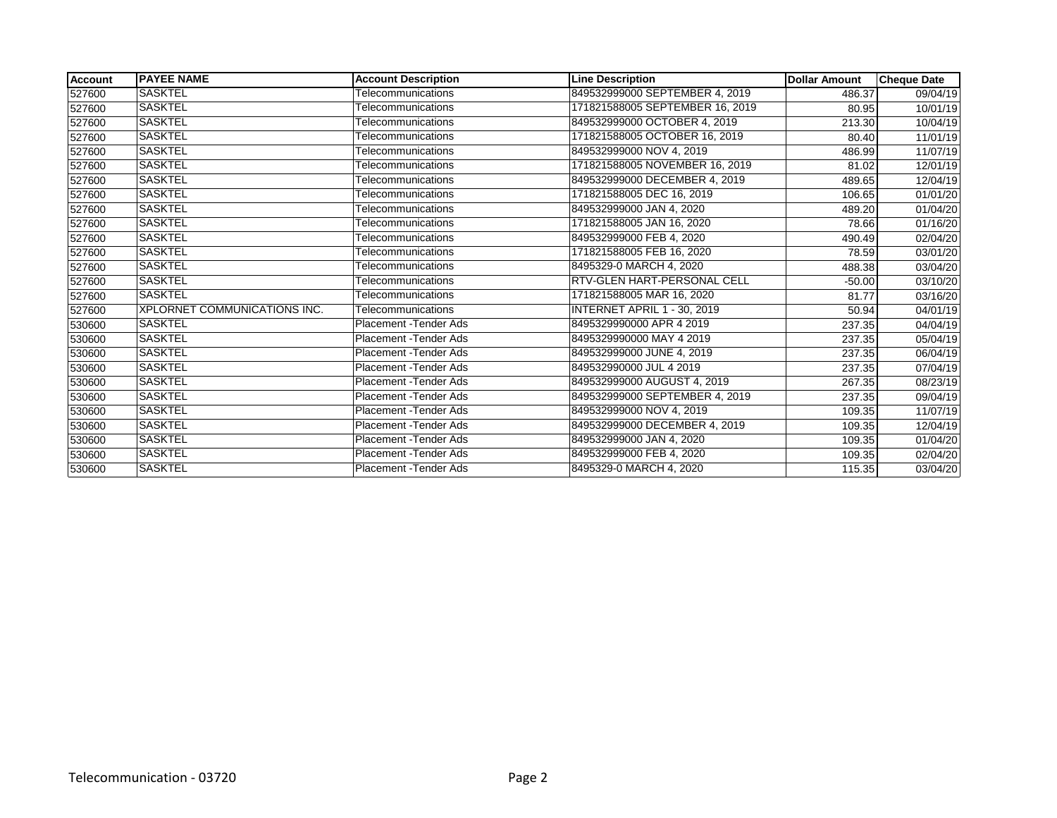| Account | PAYEE NAME | Account Description | Line Description | Dollar Amount | Cheque Date |
|---|---|---|---|---|---|
| 527600 | SASKTEL | Telecommunications | 849532999000 SEPTEMBER 4, 2019 | 486.37 | 09/04/19 |
| 527600 | SASKTEL | Telecommunications | 171821588005 SEPTEMBER 16, 2019 | 80.95 | 10/01/19 |
| 527600 | SASKTEL | Telecommunications | 849532999000 OCTOBER 4, 2019 | 213.30 | 10/04/19 |
| 527600 | SASKTEL | Telecommunications | 171821588005 OCTOBER 16, 2019 | 80.40 | 11/01/19 |
| 527600 | SASKTEL | Telecommunications | 849532999000 NOV 4, 2019 | 486.99 | 11/07/19 |
| 527600 | SASKTEL | Telecommunications | 171821588005 NOVEMBER 16, 2019 | 81.02 | 12/01/19 |
| 527600 | SASKTEL | Telecommunications | 849532999000 DECEMBER 4, 2019 | 489.65 | 12/04/19 |
| 527600 | SASKTEL | Telecommunications | 171821588005 DEC 16, 2019 | 106.65 | 01/01/20 |
| 527600 | SASKTEL | Telecommunications | 849532999000 JAN 4, 2020 | 489.20 | 01/04/20 |
| 527600 | SASKTEL | Telecommunications | 171821588005 JAN 16, 2020 | 78.66 | 01/16/20 |
| 527600 | SASKTEL | Telecommunications | 849532999000 FEB 4, 2020 | 490.49 | 02/04/20 |
| 527600 | SASKTEL | Telecommunications | 171821588005 FEB 16, 2020 | 78.59 | 03/01/20 |
| 527600 | SASKTEL | Telecommunications | 8495329-0 MARCH 4, 2020 | 488.38 | 03/04/20 |
| 527600 | SASKTEL | Telecommunications | RTV-GLEN HART-PERSONAL CELL | -50.00 | 03/10/20 |
| 527600 | SASKTEL | Telecommunications | 171821588005 MAR 16, 2020 | 81.77 | 03/16/20 |
| 527600 | XPLORNET COMMUNICATIONS INC. | Telecommunications | INTERNET APRIL 1 - 30, 2019 | 50.94 | 04/01/19 |
| 530600 | SASKTEL | Placement -Tender Ads | 8495329990000 APR 4 2019 | 237.35 | 04/04/19 |
| 530600 | SASKTEL | Placement -Tender Ads | 8495329990000 MAY 4 2019 | 237.35 | 05/04/19 |
| 530600 | SASKTEL | Placement -Tender Ads | 849532999000 JUNE 4, 2019 | 237.35 | 06/04/19 |
| 530600 | SASKTEL | Placement -Tender Ads | 849532990000 JUL 4 2019 | 237.35 | 07/04/19 |
| 530600 | SASKTEL | Placement -Tender Ads | 849532999000 AUGUST 4, 2019 | 267.35 | 08/23/19 |
| 530600 | SASKTEL | Placement -Tender Ads | 849532999000 SEPTEMBER 4, 2019 | 237.35 | 09/04/19 |
| 530600 | SASKTEL | Placement -Tender Ads | 849532999000 NOV 4, 2019 | 109.35 | 11/07/19 |
| 530600 | SASKTEL | Placement -Tender Ads | 849532999000 DECEMBER 4, 2019 | 109.35 | 12/04/19 |
| 530600 | SASKTEL | Placement -Tender Ads | 849532999000 JAN 4, 2020 | 109.35 | 01/04/20 |
| 530600 | SASKTEL | Placement -Tender Ads | 849532999000 FEB 4, 2020 | 109.35 | 02/04/20 |
| 530600 | SASKTEL | Placement -Tender Ads | 8495329-0 MARCH 4, 2020 | 115.35 | 03/04/20 |

Telecommunication - 03720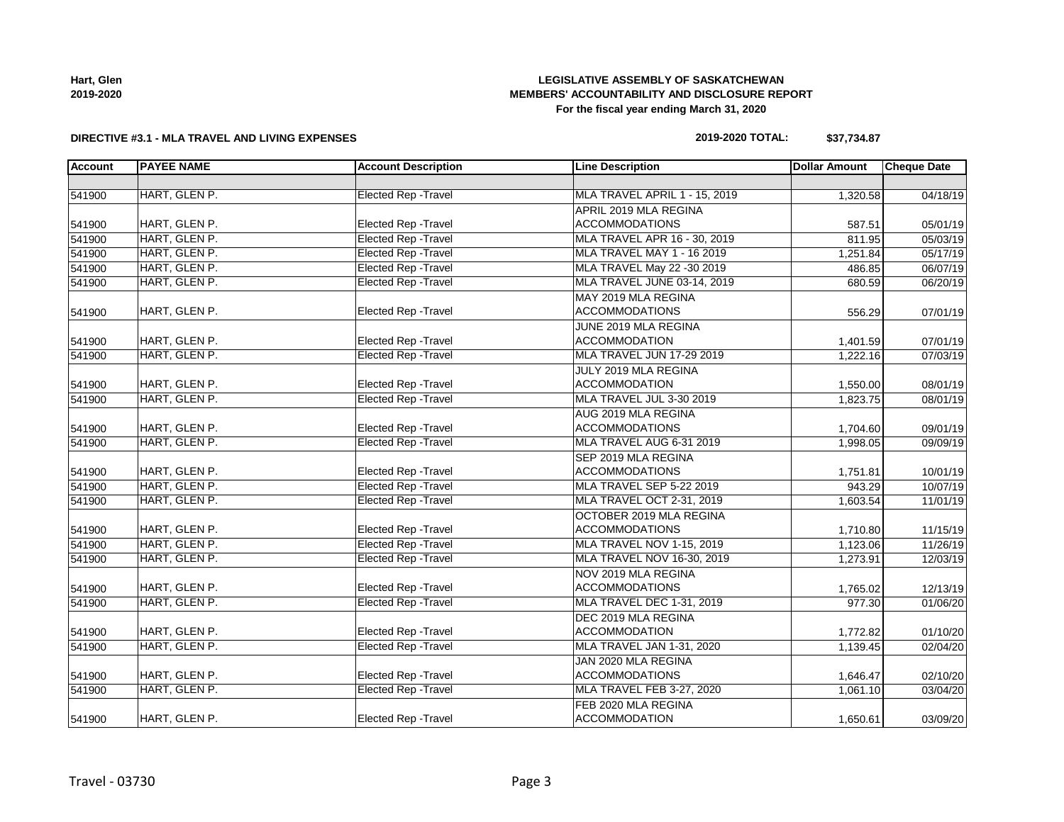**LEGISLATIVE ASSEMBLY OF SASKATCHEWAN**
**MEMBERS' ACCOUNTABILITY AND DISCLOSURE REPORT**
**For the fiscal year ending March 31, 2020**

**Hart, Glen**
**2019-2020**

**DIRECTIVE #3.1 - MLA TRAVEL AND LIVING EXPENSES**

**2019-2020 TOTAL: $37,734.87**

| Account | PAYEE NAME | Account Description | Line Description | Dollar Amount | Cheque Date |
|---|---|---|---|---|---|
| | | | | | |
| 541900 | HART, GLEN P. | Elected Rep -Travel | MLA TRAVEL APRIL 1 - 15, 2019 | 1,320.58 | 04/18/19 |
| 541900 | HART, GLEN P. | Elected Rep -Travel | APRIL 2019 MLA REGINA ACCOMMODATIONS | 587.51 | 05/01/19 |
| 541900 | HART, GLEN P. | Elected Rep -Travel | MLA TRAVEL APR 16 - 30, 2019 | 811.95 | 05/03/19 |
| 541900 | HART, GLEN P. | Elected Rep -Travel | MLA TRAVEL MAY 1 - 16 2019 | 1,251.84 | 05/17/19 |
| 541900 | HART, GLEN P. | Elected Rep -Travel | MLA TRAVEL May 22 -30 2019 | 486.85 | 06/07/19 |
| 541900 | HART, GLEN P. | Elected Rep -Travel | MLA TRAVEL JUNE 03-14, 2019 | 680.59 | 06/20/19 |
| 541900 | HART, GLEN P. | Elected Rep -Travel | MAY 2019 MLA REGINA ACCOMMODATIONS | 556.29 | 07/01/19 |
| 541900 | HART, GLEN P. | Elected Rep -Travel | JUNE 2019 MLA REGINA ACCOMMODATION | 1,401.59 | 07/01/19 |
| 541900 | HART, GLEN P. | Elected Rep -Travel | MLA TRAVEL JUN 17-29 2019 | 1,222.16 | 07/03/19 |
| 541900 | HART, GLEN P. | Elected Rep -Travel | JULY 2019 MLA REGINA ACCOMMODATION | 1,550.00 | 08/01/19 |
| 541900 | HART, GLEN P. | Elected Rep -Travel | MLA TRAVEL JUL 3-30 2019 | 1,823.75 | 08/01/19 |
| 541900 | HART, GLEN P. | Elected Rep -Travel | AUG 2019 MLA REGINA ACCOMMODATIONS | 1,704.60 | 09/01/19 |
| 541900 | HART, GLEN P. | Elected Rep -Travel | MLA TRAVEL AUG 6-31 2019 | 1,998.05 | 09/09/19 |
| 541900 | HART, GLEN P. | Elected Rep -Travel | SEP 2019 MLA REGINA ACCOMMODATIONS | 1,751.81 | 10/01/19 |
| 541900 | HART, GLEN P. | Elected Rep -Travel | MLA TRAVEL SEP 5-22 2019 | 943.29 | 10/07/19 |
| 541900 | HART, GLEN P. | Elected Rep -Travel | MLA TRAVEL OCT 2-31, 2019 | 1,603.54 | 11/01/19 |
| 541900 | HART, GLEN P. | Elected Rep -Travel | OCTOBER 2019 MLA REGINA ACCOMMODATIONS | 1,710.80 | 11/15/19 |
| 541900 | HART, GLEN P. | Elected Rep -Travel | MLA TRAVEL NOV 1-15, 2019 | 1,123.06 | 11/26/19 |
| 541900 | HART, GLEN P. | Elected Rep -Travel | MLA TRAVEL NOV 16-30, 2019 | 1,273.91 | 12/03/19 |
| 541900 | HART, GLEN P. | Elected Rep -Travel | NOV 2019 MLA REGINA ACCOMMODATIONS | 1,765.02 | 12/13/19 |
| 541900 | HART, GLEN P. | Elected Rep -Travel | MLA TRAVEL DEC 1-31, 2019 | 977.30 | 01/06/20 |
| 541900 | HART, GLEN P. | Elected Rep -Travel | DEC 2019 MLA REGINA ACCOMMODATION | 1,772.82 | 01/10/20 |
| 541900 | HART, GLEN P. | Elected Rep -Travel | MLA TRAVEL JAN 1-31, 2020 | 1,139.45 | 02/04/20 |
| 541900 | HART, GLEN P. | Elected Rep -Travel | JAN 2020 MLA REGINA ACCOMMODATIONS | 1,646.47 | 02/10/20 |
| 541900 | HART, GLEN P. | Elected Rep -Travel | MLA TRAVEL FEB 3-27, 2020 | 1,061.10 | 03/04/20 |
| 541900 | HART, GLEN P. | Elected Rep -Travel | FEB 2020 MLA REGINA ACCOMMODATION | 1,650.61 | 03/09/20 |

Travel - 03730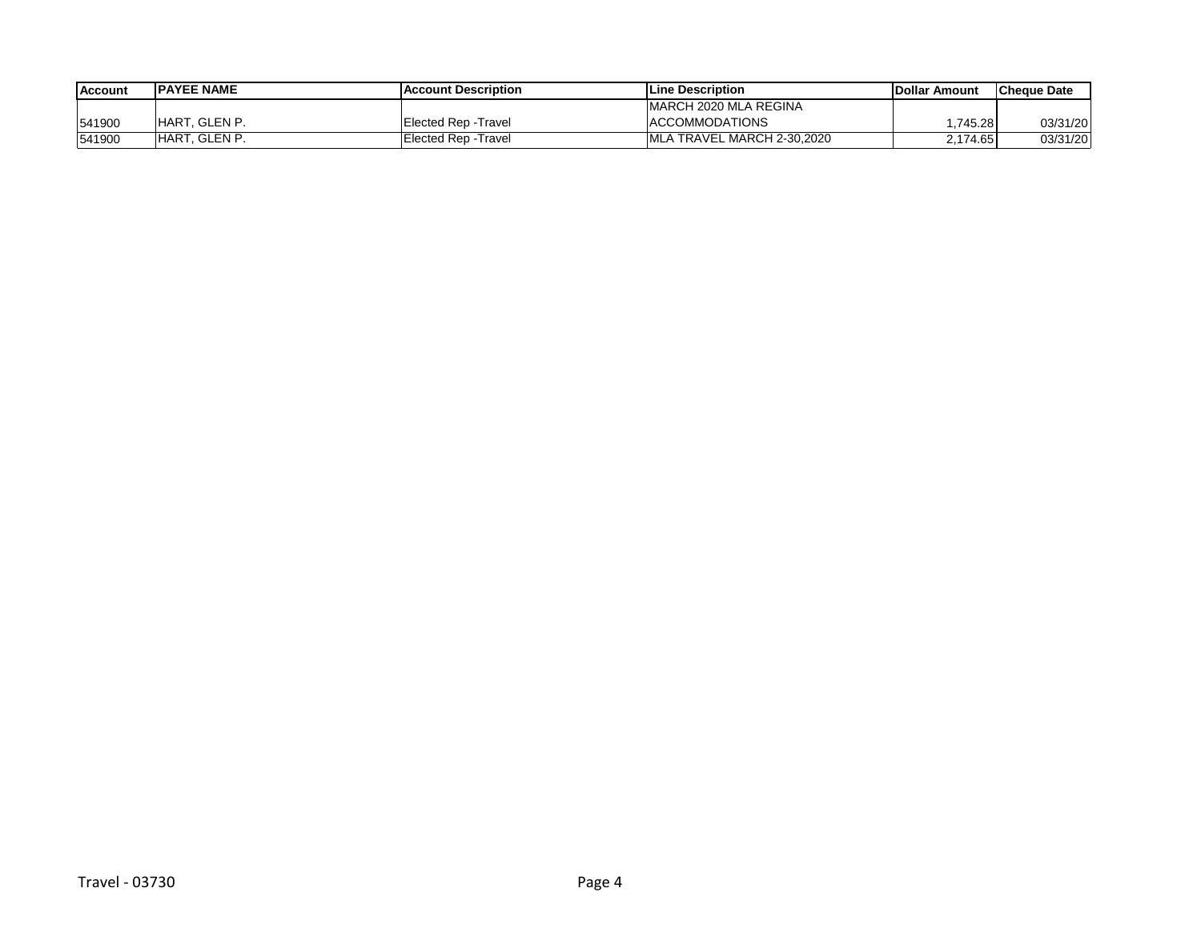| Account | PAYEE NAME | Account Description | Line Description | Dollar Amount | Cheque Date |
|---|---|---|---|---|---|
| 541900 | HART, GLEN P. | Elected Rep -Travel | MARCH 2020 MLA REGINA ACCOMMODATIONS | 1,745.28 | 03/31/20 |
| 541900 | HART, GLEN P. | Elected Rep -Travel | MLA TRAVEL MARCH 2-30,2020 | 2,174.65 | 03/31/20 |

Travel - 03730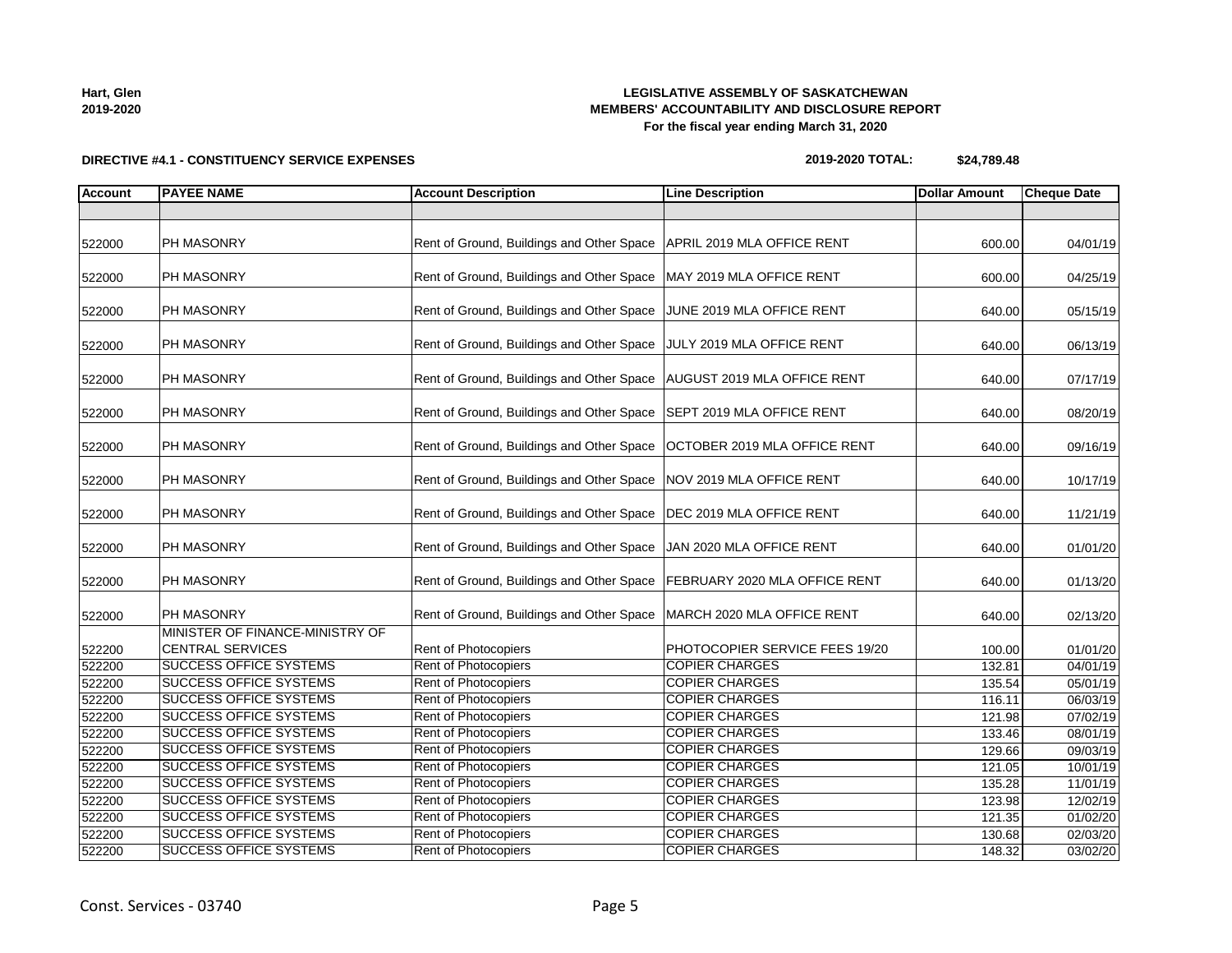Hart, Glen
2019-2020

**LEGISLATIVE ASSEMBLY OF SASKATCHEWAN**
**MEMBERS' ACCOUNTABILITY AND DISCLOSURE REPORT**
**For the fiscal year ending March 31, 2020**

**DIRECTIVE #4.1 - CONSTITUENCY SERVICE EXPENSES**

**2019-2020 TOTAL: $24,789.48**

| Account | PAYEE NAME | Account Description | Line Description | Dollar Amount | Cheque Date |
|---|---|---|---|---|---|
| | | | | | |
| 522000 | PH MASONRY | Rent of Ground, Buildings and Other Space | APRIL 2019 MLA OFFICE RENT | 600.00 | 04/01/19 |
| 522000 | PH MASONRY | Rent of Ground, Buildings and Other Space | MAY 2019 MLA OFFICE RENT | 600.00 | 04/25/19 |
| 522000 | PH MASONRY | Rent of Ground, Buildings and Other Space | JUNE 2019 MLA OFFICE RENT | 640.00 | 05/15/19 |
| 522000 | PH MASONRY | Rent of Ground, Buildings and Other Space | JULY 2019 MLA OFFICE RENT | 640.00 | 06/13/19 |
| 522000 | PH MASONRY | Rent of Ground, Buildings and Other Space | AUGUST 2019 MLA OFFICE RENT | 640.00 | 07/17/19 |
| 522000 | PH MASONRY | Rent of Ground, Buildings and Other Space | SEPT 2019 MLA OFFICE RENT | 640.00 | 08/20/19 |
| 522000 | PH MASONRY | Rent of Ground, Buildings and Other Space | OCTOBER 2019 MLA OFFICE RENT | 640.00 | 09/16/19 |
| 522000 | PH MASONRY | Rent of Ground, Buildings and Other Space | NOV 2019 MLA OFFICE RENT | 640.00 | 10/17/19 |
| 522000 | PH MASONRY | Rent of Ground, Buildings and Other Space | DEC 2019 MLA OFFICE RENT | 640.00 | 11/21/19 |
| 522000 | PH MASONRY | Rent of Ground, Buildings and Other Space | JAN 2020 MLA OFFICE RENT | 640.00 | 01/01/20 |
| 522000 | PH MASONRY | Rent of Ground, Buildings and Other Space | FEBRUARY 2020 MLA OFFICE RENT | 640.00 | 01/13/20 |
| 522000 | PH MASONRY | Rent of Ground, Buildings and Other Space | MARCH 2020 MLA OFFICE RENT | 640.00 | 02/13/20 |
| 522200 | MINISTER OF FINANCE-MINISTRY OF CENTRAL SERVICES | Rent of Photocopiers | PHOTOCOPIER SERVICE FEES 19/20 | 100.00 | 01/01/20 |
| 522200 | SUCCESS OFFICE SYSTEMS | Rent of Photocopiers | COPIER CHARGES | 132.81 | 04/01/19 |
| 522200 | SUCCESS OFFICE SYSTEMS | Rent of Photocopiers | COPIER CHARGES | 135.54 | 05/01/19 |
| 522200 | SUCCESS OFFICE SYSTEMS | Rent of Photocopiers | COPIER CHARGES | 116.11 | 06/03/19 |
| 522200 | SUCCESS OFFICE SYSTEMS | Rent of Photocopiers | COPIER CHARGES | 121.98 | 07/02/19 |
| 522200 | SUCCESS OFFICE SYSTEMS | Rent of Photocopiers | COPIER CHARGES | 133.46 | 08/01/19 |
| 522200 | SUCCESS OFFICE SYSTEMS | Rent of Photocopiers | COPIER CHARGES | 129.66 | 09/03/19 |
| 522200 | SUCCESS OFFICE SYSTEMS | Rent of Photocopiers | COPIER CHARGES | 121.05 | 10/01/19 |
| 522200 | SUCCESS OFFICE SYSTEMS | Rent of Photocopiers | COPIER CHARGES | 135.28 | 11/01/19 |
| 522200 | SUCCESS OFFICE SYSTEMS | Rent of Photocopiers | COPIER CHARGES | 123.98 | 12/02/19 |
| 522200 | SUCCESS OFFICE SYSTEMS | Rent of Photocopiers | COPIER CHARGES | 121.35 | 01/02/20 |
| 522200 | SUCCESS OFFICE SYSTEMS | Rent of Photocopiers | COPIER CHARGES | 130.68 | 02/03/20 |
| 522200 | SUCCESS OFFICE SYSTEMS | Rent of Photocopiers | COPIER CHARGES | 148.32 | 03/02/20 |

Const. Services - 03740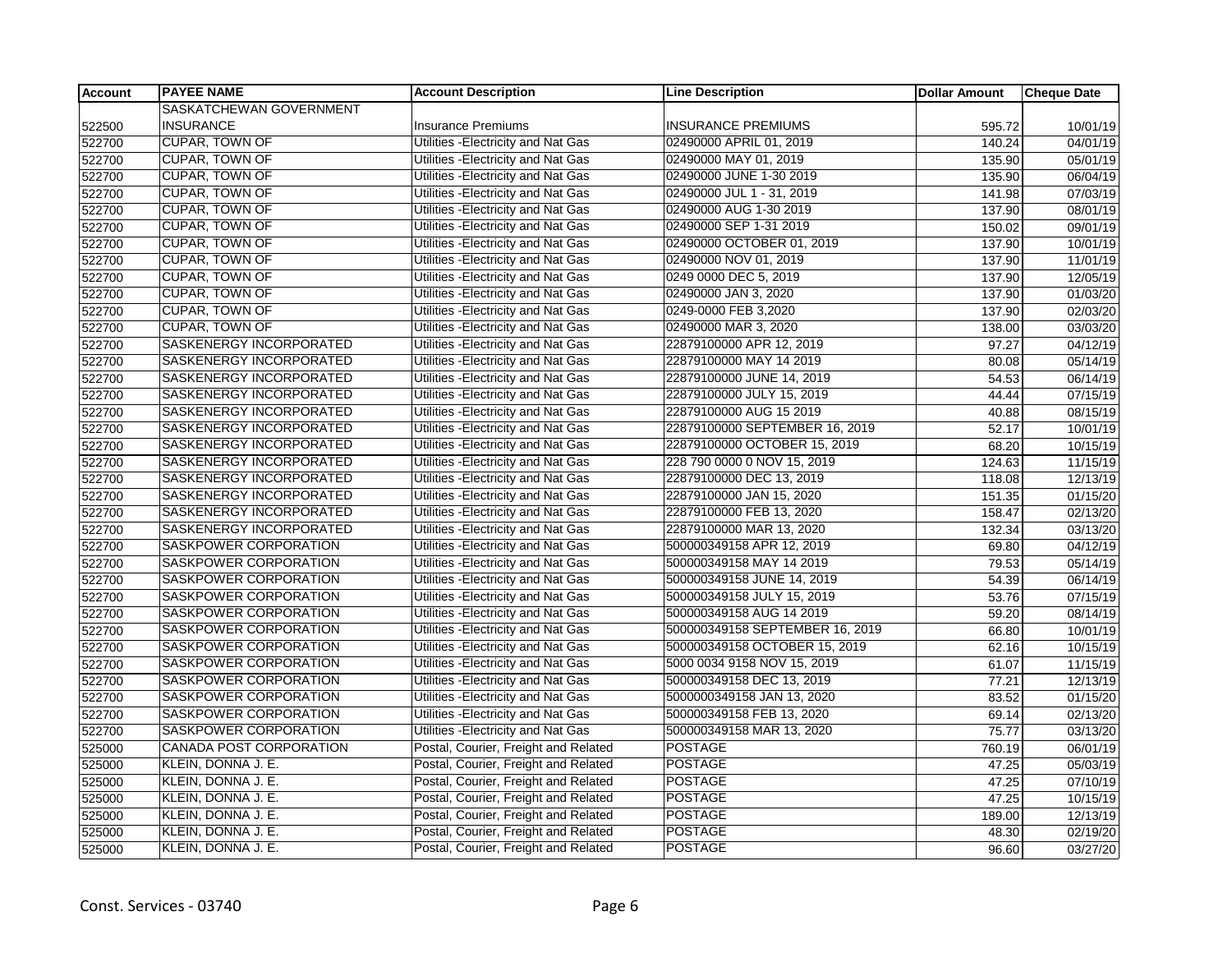| Account | PAYEE NAME | Account Description | Line Description | Dollar Amount | Cheque Date |
| --- | --- | --- | --- | --- | --- |
| 522500 | SASKATCHEWAN GOVERNMENT INSURANCE | Insurance Premiums | INSURANCE PREMIUMS | 595.72 | 10/01/19 |
| 522700 | CUPAR, TOWN OF | Utilities -Electricity and Nat Gas | 02490000 APRIL 01, 2019 | 140.24 | 04/01/19 |
| 522700 | CUPAR, TOWN OF | Utilities -Electricity and Nat Gas | 02490000 MAY 01, 2019 | 135.90 | 05/01/19 |
| 522700 | CUPAR, TOWN OF | Utilities -Electricity and Nat Gas | 02490000 JUNE 1-30 2019 | 135.90 | 06/04/19 |
| 522700 | CUPAR, TOWN OF | Utilities -Electricity and Nat Gas | 02490000 JUL 1 - 31, 2019 | 141.98 | 07/03/19 |
| 522700 | CUPAR, TOWN OF | Utilities -Electricity and Nat Gas | 02490000 AUG 1-30 2019 | 137.90 | 08/01/19 |
| 522700 | CUPAR, TOWN OF | Utilities -Electricity and Nat Gas | 02490000 SEP 1-31 2019 | 150.02 | 09/01/19 |
| 522700 | CUPAR, TOWN OF | Utilities -Electricity and Nat Gas | 02490000 OCTOBER 01, 2019 | 137.90 | 10/01/19 |
| 522700 | CUPAR, TOWN OF | Utilities -Electricity and Nat Gas | 02490000 NOV 01, 2019 | 137.90 | 11/01/19 |
| 522700 | CUPAR, TOWN OF | Utilities -Electricity and Nat Gas | 0249 0000 DEC 5, 2019 | 137.90 | 12/05/19 |
| 522700 | CUPAR, TOWN OF | Utilities -Electricity and Nat Gas | 02490000 JAN 3, 2020 | 137.90 | 01/03/20 |
| 522700 | CUPAR, TOWN OF | Utilities -Electricity and Nat Gas | 0249-0000 FEB 3,2020 | 137.90 | 02/03/20 |
| 522700 | CUPAR, TOWN OF | Utilities -Electricity and Nat Gas | 02490000 MAR 3, 2020 | 138.00 | 03/03/20 |
| 522700 | SASKENERGY INCORPORATED | Utilities -Electricity and Nat Gas | 22879100000 APR 12, 2019 | 97.27 | 04/12/19 |
| 522700 | SASKENERGY INCORPORATED | Utilities -Electricity and Nat Gas | 22879100000 MAY 14 2019 | 80.08 | 05/14/19 |
| 522700 | SASKENERGY INCORPORATED | Utilities -Electricity and Nat Gas | 22879100000 JUNE 14, 2019 | 54.53 | 06/14/19 |
| 522700 | SASKENERGY INCORPORATED | Utilities -Electricity and Nat Gas | 22879100000 JULY 15, 2019 | 44.44 | 07/15/19 |
| 522700 | SASKENERGY INCORPORATED | Utilities -Electricity and Nat Gas | 22879100000 AUG 15 2019 | 40.88 | 08/15/19 |
| 522700 | SASKENERGY INCORPORATED | Utilities -Electricity and Nat Gas | 22879100000 SEPTEMBER 16, 2019 | 52.17 | 10/01/19 |
| 522700 | SASKENERGY INCORPORATED | Utilities -Electricity and Nat Gas | 22879100000 OCTOBER 15, 2019 | 68.20 | 10/15/19 |
| 522700 | SASKENERGY INCORPORATED | Utilities -Electricity and Nat Gas | 228 790 0000 0 NOV 15, 2019 | 124.63 | 11/15/19 |
| 522700 | SASKENERGY INCORPORATED | Utilities -Electricity and Nat Gas | 22879100000 DEC 13, 2019 | 118.08 | 12/13/19 |
| 522700 | SASKENERGY INCORPORATED | Utilities -Electricity and Nat Gas | 22879100000 JAN 15, 2020 | 151.35 | 01/15/20 |
| 522700 | SASKENERGY INCORPORATED | Utilities -Electricity and Nat Gas | 22879100000 FEB 13, 2020 | 158.47 | 02/13/20 |
| 522700 | SASKENERGY INCORPORATED | Utilities -Electricity and Nat Gas | 22879100000 MAR 13, 2020 | 132.34 | 03/13/20 |
| 522700 | SASKPOWER CORPORATION | Utilities -Electricity and Nat Gas | 500000349158 APR 12, 2019 | 69.80 | 04/12/19 |
| 522700 | SASKPOWER CORPORATION | Utilities -Electricity and Nat Gas | 500000349158 MAY 14 2019 | 79.53 | 05/14/19 |
| 522700 | SASKPOWER CORPORATION | Utilities -Electricity and Nat Gas | 500000349158 JUNE 14, 2019 | 54.39 | 06/14/19 |
| 522700 | SASKPOWER CORPORATION | Utilities -Electricity and Nat Gas | 500000349158 JULY 15, 2019 | 53.76 | 07/15/19 |
| 522700 | SASKPOWER CORPORATION | Utilities -Electricity and Nat Gas | 500000349158 AUG 14 2019 | 59.20 | 08/14/19 |
| 522700 | SASKPOWER CORPORATION | Utilities -Electricity and Nat Gas | 500000349158 SEPTEMBER 16, 2019 | 66.80 | 10/01/19 |
| 522700 | SASKPOWER CORPORATION | Utilities -Electricity and Nat Gas | 500000349158 OCTOBER 15, 2019 | 62.16 | 10/15/19 |
| 522700 | SASKPOWER CORPORATION | Utilities -Electricity and Nat Gas | 5000 0034 9158 NOV 15, 2019 | 61.07 | 11/15/19 |
| 522700 | SASKPOWER CORPORATION | Utilities -Electricity and Nat Gas | 500000349158 DEC 13, 2019 | 77.21 | 12/13/19 |
| 522700 | SASKPOWER CORPORATION | Utilities -Electricity and Nat Gas | 5000000349158 JAN 13, 2020 | 83.52 | 01/15/20 |
| 522700 | SASKPOWER CORPORATION | Utilities -Electricity and Nat Gas | 500000349158 FEB 13, 2020 | 69.14 | 02/13/20 |
| 522700 | SASKPOWER CORPORATION | Utilities -Electricity and Nat Gas | 500000349158 MAR 13, 2020 | 75.77 | 03/13/20 |
| 525000 | CANADA POST CORPORATION | Postal, Courier, Freight and Related | POSTAGE | 760.19 | 06/01/19 |
| 525000 | KLEIN, DONNA J. E. | Postal, Courier, Freight and Related | POSTAGE | 47.25 | 05/03/19 |
| 525000 | KLEIN, DONNA J. E. | Postal, Courier, Freight and Related | POSTAGE | 47.25 | 07/10/19 |
| 525000 | KLEIN, DONNA J. E. | Postal, Courier, Freight and Related | POSTAGE | 47.25 | 10/15/19 |
| 525000 | KLEIN, DONNA J. E. | Postal, Courier, Freight and Related | POSTAGE | 189.00 | 12/13/19 |
| 525000 | KLEIN, DONNA J. E. | Postal, Courier, Freight and Related | POSTAGE | 48.30 | 02/19/20 |
| 525000 | KLEIN, DONNA J. E. | Postal, Courier, Freight and Related | POSTAGE | 96.60 | 03/27/20 |

Const. Services - 03740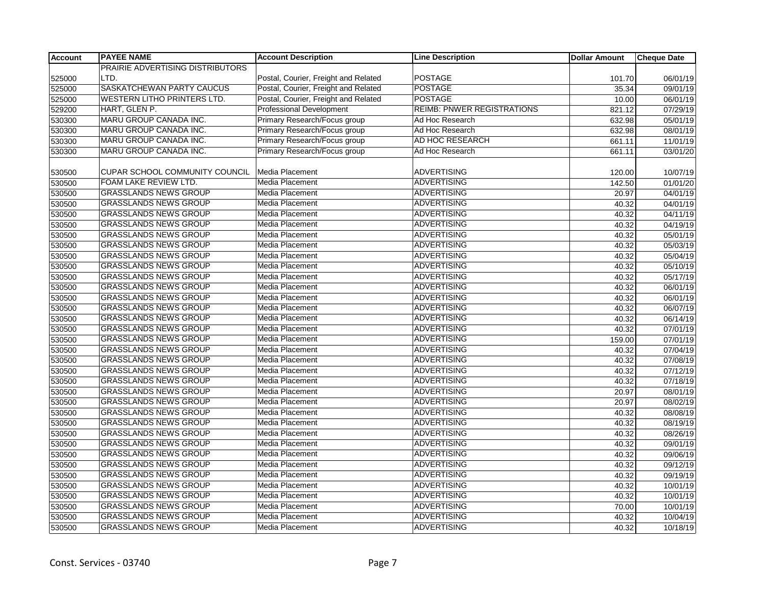| Account | PAYEE NAME | Account Description | Line Description | Dollar Amount | Cheque Date |
|---|---|---|---|---|---|
| 525000 | PRAIRIE ADVERTISING DISTRIBUTORS LTD. | Postal, Courier, Freight and Related | POSTAGE | 101.70 | 06/01/19 |
| 525000 | SASKATCHEWAN PARTY CAUCUS | Postal, Courier, Freight and Related | POSTAGE | 35.34 | 09/01/19 |
| 525000 | WESTERN LITHO PRINTERS LTD. | Postal, Courier, Freight and Related | POSTAGE | 10.00 | 06/01/19 |
| 529200 | HART, GLEN P. | Professional Development | REIMB: PNWER REGISTRATIONS | 821.12 | 07/29/19 |
| 530300 | MARU GROUP CANADA INC. | Primary Research/Focus group | Ad Hoc Research | 632.98 | 05/01/19 |
| 530300 | MARU GROUP CANADA INC. | Primary Research/Focus group | Ad Hoc Research | 632.98 | 08/01/19 |
| 530300 | MARU GROUP CANADA INC. | Primary Research/Focus group | AD HOC RESEARCH | 661.11 | 11/01/19 |
| 530300 | MARU GROUP CANADA INC. | Primary Research/Focus group | Ad Hoc Research | 661.11 | 03/01/20 |
| 530500 | CUPAR SCHOOL COMMUNITY COUNCIL | Media Placement | ADVERTISING | 120.00 | 10/07/19 |
| 530500 | FOAM LAKE REVIEW LTD. | Media Placement | ADVERTISING | 142.50 | 01/01/20 |
| 530500 | GRASSLANDS NEWS GROUP | Media Placement | ADVERTISING | 20.97 | 04/01/19 |
| 530500 | GRASSLANDS NEWS GROUP | Media Placement | ADVERTISING | 40.32 | 04/01/19 |
| 530500 | GRASSLANDS NEWS GROUP | Media Placement | ADVERTISING | 40.32 | 04/11/19 |
| 530500 | GRASSLANDS NEWS GROUP | Media Placement | ADVERTISING | 40.32 | 04/19/19 |
| 530500 | GRASSLANDS NEWS GROUP | Media Placement | ADVERTISING | 40.32 | 05/01/19 |
| 530500 | GRASSLANDS NEWS GROUP | Media Placement | ADVERTISING | 40.32 | 05/03/19 |
| 530500 | GRASSLANDS NEWS GROUP | Media Placement | ADVERTISING | 40.32 | 05/04/19 |
| 530500 | GRASSLANDS NEWS GROUP | Media Placement | ADVERTISING | 40.32 | 05/10/19 |
| 530500 | GRASSLANDS NEWS GROUP | Media Placement | ADVERTISING | 40.32 | 05/17/19 |
| 530500 | GRASSLANDS NEWS GROUP | Media Placement | ADVERTISING | 40.32 | 06/01/19 |
| 530500 | GRASSLANDS NEWS GROUP | Media Placement | ADVERTISING | 40.32 | 06/01/19 |
| 530500 | GRASSLANDS NEWS GROUP | Media Placement | ADVERTISING | 40.32 | 06/07/19 |
| 530500 | GRASSLANDS NEWS GROUP | Media Placement | ADVERTISING | 40.32 | 06/14/19 |
| 530500 | GRASSLANDS NEWS GROUP | Media Placement | ADVERTISING | 40.32 | 07/01/19 |
| 530500 | GRASSLANDS NEWS GROUP | Media Placement | ADVERTISING | 159.00 | 07/01/19 |
| 530500 | GRASSLANDS NEWS GROUP | Media Placement | ADVERTISING | 40.32 | 07/04/19 |
| 530500 | GRASSLANDS NEWS GROUP | Media Placement | ADVERTISING | 40.32 | 07/08/19 |
| 530500 | GRASSLANDS NEWS GROUP | Media Placement | ADVERTISING | 40.32 | 07/12/19 |
| 530500 | GRASSLANDS NEWS GROUP | Media Placement | ADVERTISING | 40.32 | 07/18/19 |
| 530500 | GRASSLANDS NEWS GROUP | Media Placement | ADVERTISING | 20.97 | 08/01/19 |
| 530500 | GRASSLANDS NEWS GROUP | Media Placement | ADVERTISING | 20.97 | 08/02/19 |
| 530500 | GRASSLANDS NEWS GROUP | Media Placement | ADVERTISING | 40.32 | 08/08/19 |
| 530500 | GRASSLANDS NEWS GROUP | Media Placement | ADVERTISING | 40.32 | 08/19/19 |
| 530500 | GRASSLANDS NEWS GROUP | Media Placement | ADVERTISING | 40.32 | 08/26/19 |
| 530500 | GRASSLANDS NEWS GROUP | Media Placement | ADVERTISING | 40.32 | 09/01/19 |
| 530500 | GRASSLANDS NEWS GROUP | Media Placement | ADVERTISING | 40.32 | 09/06/19 |
| 530500 | GRASSLANDS NEWS GROUP | Media Placement | ADVERTISING | 40.32 | 09/12/19 |
| 530500 | GRASSLANDS NEWS GROUP | Media Placement | ADVERTISING | 40.32 | 09/19/19 |
| 530500 | GRASSLANDS NEWS GROUP | Media Placement | ADVERTISING | 40.32 | 10/01/19 |
| 530500 | GRASSLANDS NEWS GROUP | Media Placement | ADVERTISING | 40.32 | 10/01/19 |
| 530500 | GRASSLANDS NEWS GROUP | Media Placement | ADVERTISING | 70.00 | 10/01/19 |
| 530500 | GRASSLANDS NEWS GROUP | Media Placement | ADVERTISING | 40.32 | 10/04/19 |
| 530500 | GRASSLANDS NEWS GROUP | Media Placement | ADVERTISING | 40.32 | 10/18/19 |

Const. Services - 03740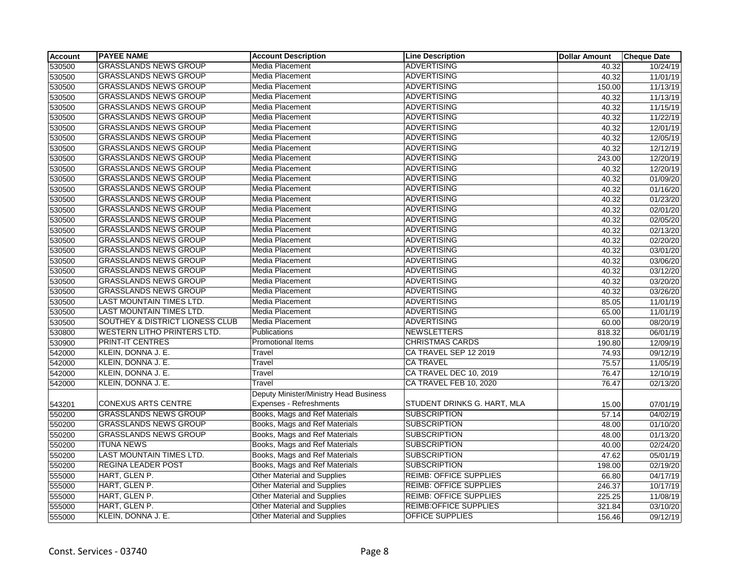| Account | PAYEE NAME | Account Description | Line Description | Dollar Amount | Cheque Date |
|---|---|---|---|---|---|
| 530500 | GRASSLANDS NEWS GROUP | Media Placement | ADVERTISING | 40.32 | 10/24/19 |
| 530500 | GRASSLANDS NEWS GROUP | Media Placement | ADVERTISING | 40.32 | 11/01/19 |
| 530500 | GRASSLANDS NEWS GROUP | Media Placement | ADVERTISING | 150.00 | 11/13/19 |
| 530500 | GRASSLANDS NEWS GROUP | Media Placement | ADVERTISING | 40.32 | 11/13/19 |
| 530500 | GRASSLANDS NEWS GROUP | Media Placement | ADVERTISING | 40.32 | 11/15/19 |
| 530500 | GRASSLANDS NEWS GROUP | Media Placement | ADVERTISING | 40.32 | 11/22/19 |
| 530500 | GRASSLANDS NEWS GROUP | Media Placement | ADVERTISING | 40.32 | 12/01/19 |
| 530500 | GRASSLANDS NEWS GROUP | Media Placement | ADVERTISING | 40.32 | 12/05/19 |
| 530500 | GRASSLANDS NEWS GROUP | Media Placement | ADVERTISING | 40.32 | 12/12/19 |
| 530500 | GRASSLANDS NEWS GROUP | Media Placement | ADVERTISING | 243.00 | 12/20/19 |
| 530500 | GRASSLANDS NEWS GROUP | Media Placement | ADVERTISING | 40.32 | 12/20/19 |
| 530500 | GRASSLANDS NEWS GROUP | Media Placement | ADVERTISING | 40.32 | 01/09/20 |
| 530500 | GRASSLANDS NEWS GROUP | Media Placement | ADVERTISING | 40.32 | 01/16/20 |
| 530500 | GRASSLANDS NEWS GROUP | Media Placement | ADVERTISING | 40.32 | 01/23/20 |
| 530500 | GRASSLANDS NEWS GROUP | Media Placement | ADVERTISING | 40.32 | 02/01/20 |
| 530500 | GRASSLANDS NEWS GROUP | Media Placement | ADVERTISING | 40.32 | 02/05/20 |
| 530500 | GRASSLANDS NEWS GROUP | Media Placement | ADVERTISING | 40.32 | 02/13/20 |
| 530500 | GRASSLANDS NEWS GROUP | Media Placement | ADVERTISING | 40.32 | 02/20/20 |
| 530500 | GRASSLANDS NEWS GROUP | Media Placement | ADVERTISING | 40.32 | 03/01/20 |
| 530500 | GRASSLANDS NEWS GROUP | Media Placement | ADVERTISING | 40.32 | 03/06/20 |
| 530500 | GRASSLANDS NEWS GROUP | Media Placement | ADVERTISING | 40.32 | 03/12/20 |
| 530500 | GRASSLANDS NEWS GROUP | Media Placement | ADVERTISING | 40.32 | 03/20/20 |
| 530500 | GRASSLANDS NEWS GROUP | Media Placement | ADVERTISING | 40.32 | 03/26/20 |
| 530500 | LAST MOUNTAIN TIMES LTD. | Media Placement | ADVERTISING | 85.05 | 11/01/19 |
| 530500 | LAST MOUNTAIN TIMES LTD. | Media Placement | ADVERTISING | 65.00 | 11/01/19 |
| 530500 | SOUTHEY & DISTRICT LIONESS CLUB | Media Placement | ADVERTISING | 60.00 | 08/20/19 |
| 530800 | WESTERN LITHO PRINTERS LTD. | Publications | NEWSLETTERS | 818.32 | 06/01/19 |
| 530900 | PRINT-IT CENTRES | Promotional Items | CHRISTMAS CARDS | 190.80 | 12/09/19 |
| 542000 | KLEIN, DONNA J. E. | Travel | CA TRAVEL SEP 12 2019 | 74.93 | 09/12/19 |
| 542000 | KLEIN, DONNA J. E. | Travel | CA TRAVEL | 75.57 | 11/05/19 |
| 542000 | KLEIN, DONNA J. E. | Travel | CA TRAVEL DEC 10, 2019 | 76.47 | 12/10/19 |
| 542000 | KLEIN, DONNA J. E. | Travel | CA TRAVEL FEB 10, 2020 | 76.47 | 02/13/20 |
| 543201 | CONEXUS ARTS CENTRE | Deputy Minister/Ministry Head Business Expenses - Refreshments | STUDENT DRINKS G. HART, MLA | 15.00 | 07/01/19 |
| 550200 | GRASSLANDS NEWS GROUP | Books, Mags and Ref Materials | SUBSCRIPTION | 57.14 | 04/02/19 |
| 550200 | GRASSLANDS NEWS GROUP | Books, Mags and Ref Materials | SUBSCRIPTION | 48.00 | 01/10/20 |
| 550200 | GRASSLANDS NEWS GROUP | Books, Mags and Ref Materials | SUBSCRIPTION | 48.00 | 01/13/20 |
| 550200 | ITUNA NEWS | Books, Mags and Ref Materials | SUBSCRIPTION | 40.00 | 02/24/20 |
| 550200 | LAST MOUNTAIN TIMES LTD. | Books, Mags and Ref Materials | SUBSCRIPTION | 47.62 | 05/01/19 |
| 550200 | REGINA LEADER POST | Books, Mags and Ref Materials | SUBSCRIPTION | 198.00 | 02/19/20 |
| 555000 | HART, GLEN P. | Other Material and Supplies | REIMB: OFFICE SUPPLIES | 66.80 | 04/17/19 |
| 555000 | HART, GLEN P. | Other Material and Supplies | REIMB: OFFICE SUPPLIES | 246.37 | 10/17/19 |
| 555000 | HART, GLEN P. | Other Material and Supplies | REIMB: OFFICE SUPPLIES | 225.25 | 11/08/19 |
| 555000 | HART, GLEN P. | Other Material and Supplies | REIMB:OFFICE SUPPLIES | 321.84 | 03/10/20 |
| 555000 | KLEIN, DONNA J. E. | Other Material and Supplies | OFFICE SUPPLIES | 156.46 | 09/12/19 |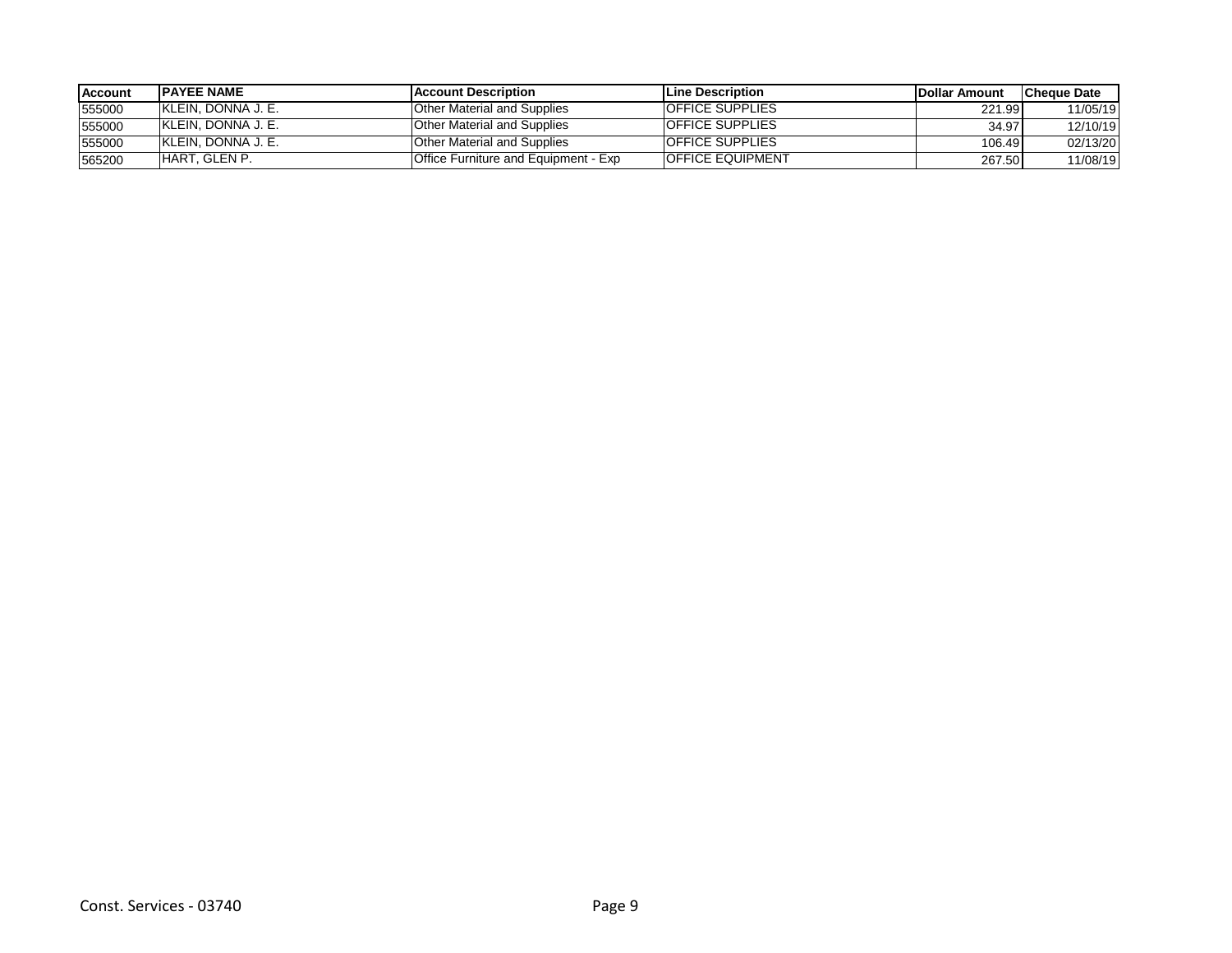| Account | PAYEE NAME | Account Description | Line Description | Dollar Amount | Cheque Date |
|---|---|---|---|---|---|
| 555000 | KLEIN, DONNA J. E. | Other Material and Supplies | OFFICE SUPPLIES | 221.99 | 11/05/19 |
| 555000 | KLEIN, DONNA J. E. | Other Material and Supplies | OFFICE SUPPLIES | 34.97 | 12/10/19 |
| 555000 | KLEIN, DONNA J. E. | Other Material and Supplies | OFFICE SUPPLIES | 106.49 | 02/13/20 |
| 565200 | HART, GLEN P. | Office Furniture and Equipment - Exp | OFFICE EQUIPMENT | 267.50 | 11/08/19 |

Const. Services - 03740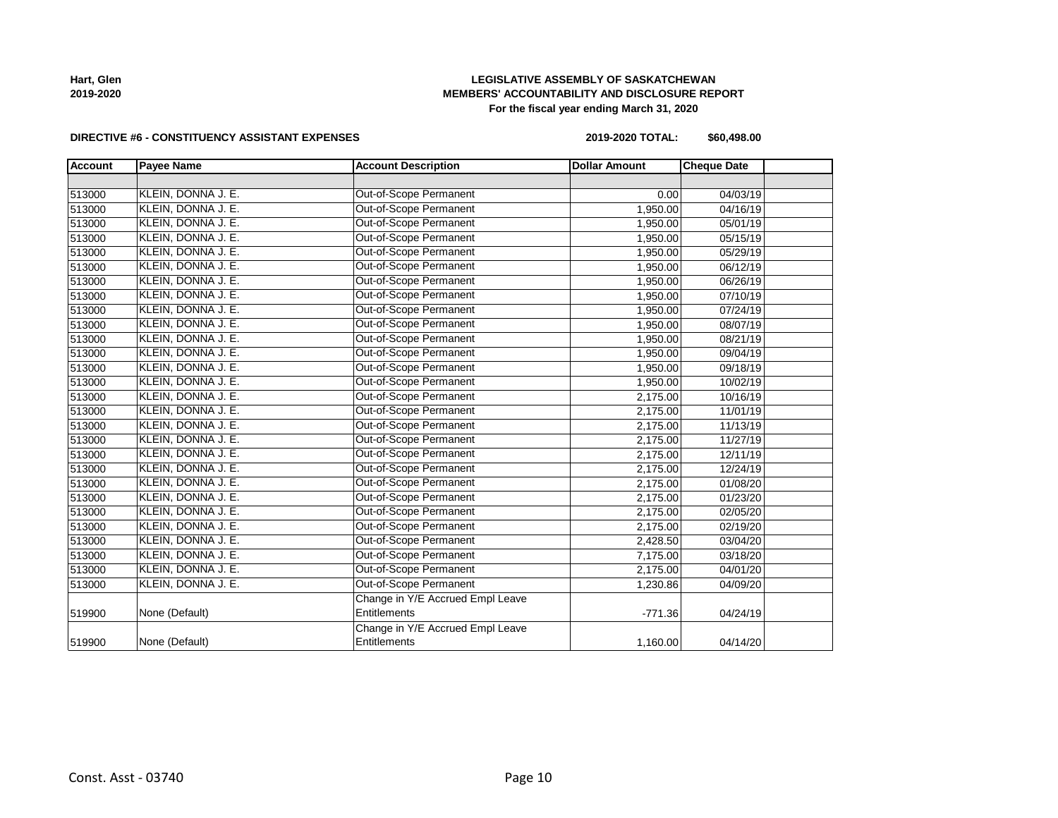**Hart, Glen**
**2019-2020**

**LEGISLATIVE ASSEMBLY OF SASKATCHEWAN**
**MEMBERS' ACCOUNTABILITY AND DISCLOSURE REPORT**
**For the fiscal year ending March 31, 2020**

**DIRECTIVE #6 - CONSTITUENCY ASSISTANT EXPENSES** **2019-2020 TOTAL: $60,498.00**

| Account | Payee Name | Account Description | Dollar Amount | Cheque Date | |
|---|---|---|---|---|---|
| | | | | | |
| 513000 | KLEIN, DONNA J. E. | Out-of-Scope Permanent | 0.00 | 04/03/19 | |
| 513000 | KLEIN, DONNA J. E. | Out-of-Scope Permanent | 1,950.00 | 04/16/19 | |
| 513000 | KLEIN, DONNA J. E. | Out-of-Scope Permanent | 1,950.00 | 05/01/19 | |
| 513000 | KLEIN, DONNA J. E. | Out-of-Scope Permanent | 1,950.00 | 05/15/19 | |
| 513000 | KLEIN, DONNA J. E. | Out-of-Scope Permanent | 1,950.00 | 05/29/19 | |
| 513000 | KLEIN, DONNA J. E. | Out-of-Scope Permanent | 1,950.00 | 06/12/19 | |
| 513000 | KLEIN, DONNA J. E. | Out-of-Scope Permanent | 1,950.00 | 06/26/19 | |
| 513000 | KLEIN, DONNA J. E. | Out-of-Scope Permanent | 1,950.00 | 07/10/19 | |
| 513000 | KLEIN, DONNA J. E. | Out-of-Scope Permanent | 1,950.00 | 07/24/19 | |
| 513000 | KLEIN, DONNA J. E. | Out-of-Scope Permanent | 1,950.00 | 08/07/19 | |
| 513000 | KLEIN, DONNA J. E. | Out-of-Scope Permanent | 1,950.00 | 08/21/19 | |
| 513000 | KLEIN, DONNA J. E. | Out-of-Scope Permanent | 1,950.00 | 09/04/19 | |
| 513000 | KLEIN, DONNA J. E. | Out-of-Scope Permanent | 1,950.00 | 09/18/19 | |
| 513000 | KLEIN, DONNA J. E. | Out-of-Scope Permanent | 1,950.00 | 10/02/19 | |
| 513000 | KLEIN, DONNA J. E. | Out-of-Scope Permanent | 2,175.00 | 10/16/19 | |
| 513000 | KLEIN, DONNA J. E. | Out-of-Scope Permanent | 2,175.00 | 11/01/19 | |
| 513000 | KLEIN, DONNA J. E. | Out-of-Scope Permanent | 2,175.00 | 11/13/19 | |
| 513000 | KLEIN, DONNA J. E. | Out-of-Scope Permanent | 2,175.00 | 11/27/19 | |
| 513000 | KLEIN, DONNA J. E. | Out-of-Scope Permanent | 2,175.00 | 12/11/19 | |
| 513000 | KLEIN, DONNA J. E. | Out-of-Scope Permanent | 2,175.00 | 12/24/19 | |
| 513000 | KLEIN, DONNA J. E. | Out-of-Scope Permanent | 2,175.00 | 01/08/20 | |
| 513000 | KLEIN, DONNA J. E. | Out-of-Scope Permanent | 2,175.00 | 01/23/20 | |
| 513000 | KLEIN, DONNA J. E. | Out-of-Scope Permanent | 2,175.00 | 02/05/20 | |
| 513000 | KLEIN, DONNA J. E. | Out-of-Scope Permanent | 2,175.00 | 02/19/20 | |
| 513000 | KLEIN, DONNA J. E. | Out-of-Scope Permanent | 2,428.50 | 03/04/20 | |
| 513000 | KLEIN, DONNA J. E. | Out-of-Scope Permanent | 7,175.00 | 03/18/20 | |
| 513000 | KLEIN, DONNA J. E. | Out-of-Scope Permanent | 2,175.00 | 04/01/20 | |
| 513000 | KLEIN, DONNA J. E. | Out-of-Scope Permanent | 1,230.86 | 04/09/20 | |
| 519900 | None (Default) | Change in Y/E Accrued Empl Leave Entitlements | -771.36 | 04/24/19 | |
| 519900 | None (Default) | Change in Y/E Accrued Empl Leave Entitlements | 1,160.00 | 04/14/20 | |

Const. Asst - 03740